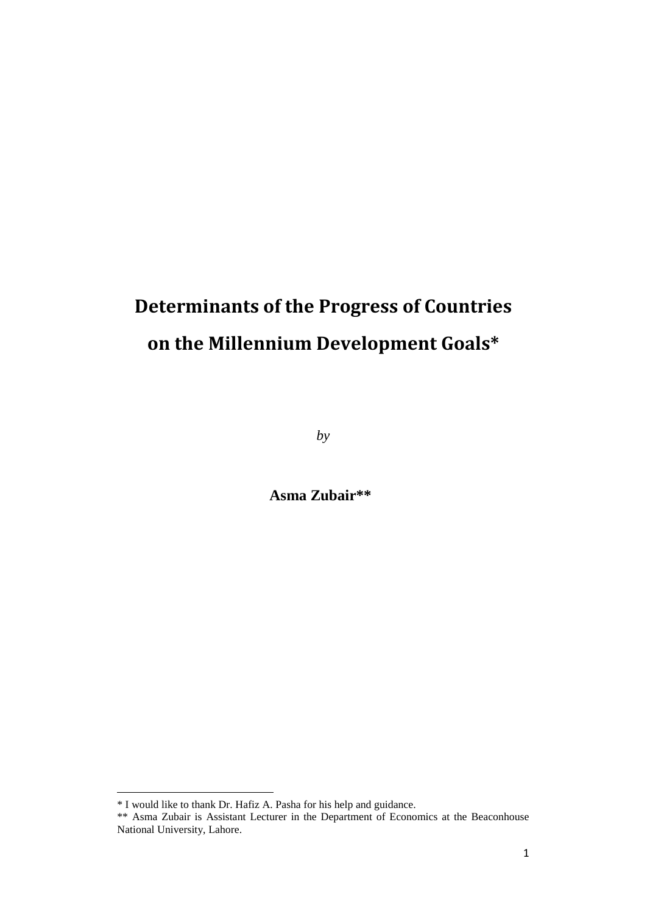# Determinants of the Progress of Countries on the Millennium Development Goals*

*by*

**Asma Zubair****

---

* I would like to thank Dr. Hafiz A. Pasha for his help and guidance.

** Asma Zubair is Assistant Lecturer in the Department of Economics at the Beaconhouse National University, Lahore.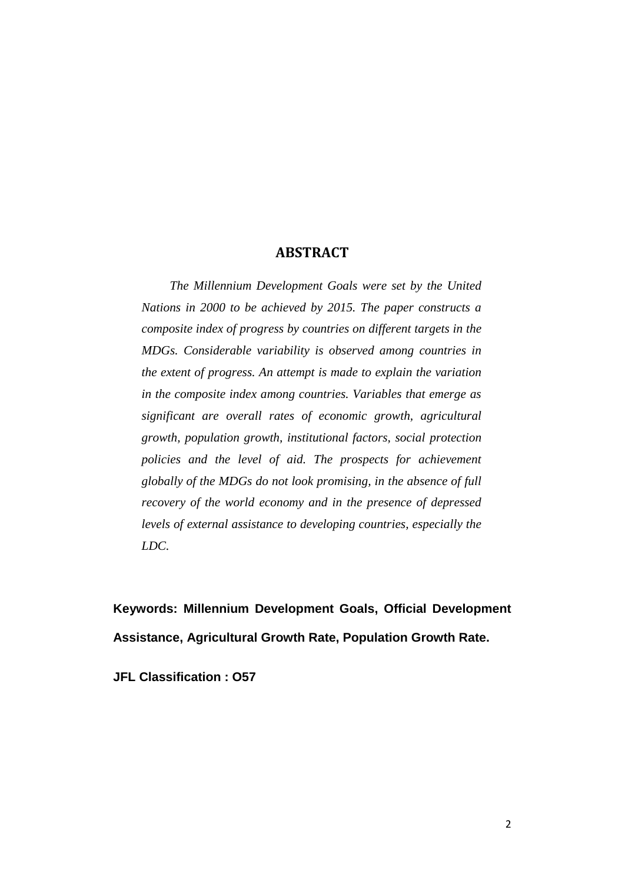## ABSTRACT

*The Millennium Development Goals were set by the United Nations in 2000 to be achieved by 2015. The paper constructs a composite index of progress by countries on different targets in the MDGs. Considerable variability is observed among countries in the extent of progress. An attempt is made to explain the variation in the composite index among countries. Variables that emerge as significant are overall rates of economic growth, agricultural growth, population growth, institutional factors, social protection policies and the level of aid. The prospects for achievement globally of the MDGs do not look promising, in the absence of full recovery of the world economy and in the presence of depressed levels of external assistance to developing countries, especially the LDC.*

**Keywords: Millennium Development Goals, Official Development Assistance, Agricultural Growth Rate, Population Growth Rate.**

**JFL Classification : O57**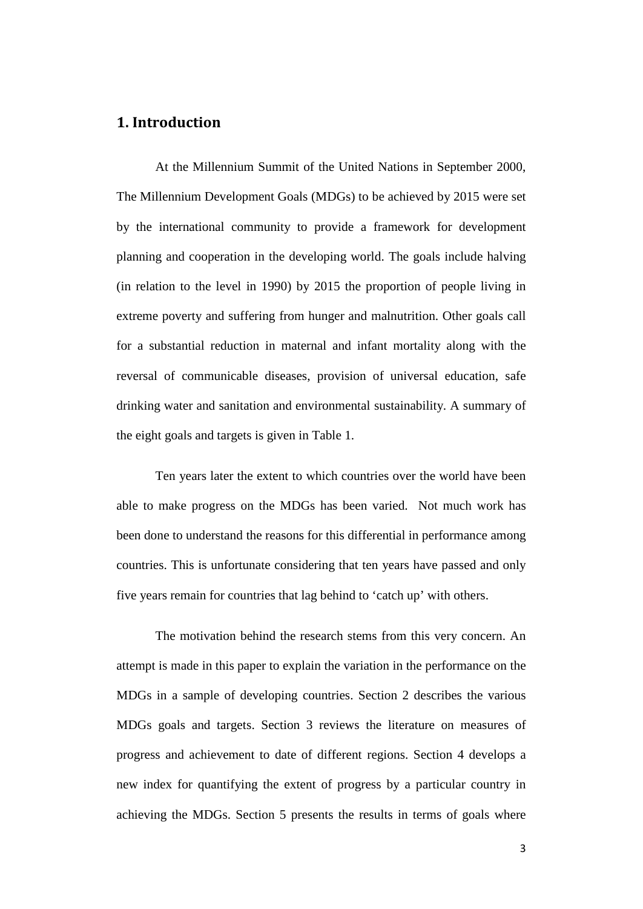## 1. Introduction

At the Millennium Summit of the United Nations in September 2000, The Millennium Development Goals (MDGs) to be achieved by 2015 were set by the international community to provide a framework for development planning and cooperation in the developing world. The goals include halving (in relation to the level in 1990) by 2015 the proportion of people living in extreme poverty and suffering from hunger and malnutrition. Other goals call for a substantial reduction in maternal and infant mortality along with the reversal of communicable diseases, provision of universal education, safe drinking water and sanitation and environmental sustainability. A summary of the eight goals and targets is given in Table 1.

Ten years later the extent to which countries over the world have been able to make progress on the MDGs has been varied. Not much work has been done to understand the reasons for this differential in performance among countries. This is unfortunate considering that ten years have passed and only five years remain for countries that lag behind to 'catch up' with others.

The motivation behind the research stems from this very concern. An attempt is made in this paper to explain the variation in the performance on the MDGs in a sample of developing countries. Section 2 describes the various MDGs goals and targets. Section 3 reviews the literature on measures of progress and achievement to date of different regions. Section 4 develops a new index for quantifying the extent of progress by a particular country in achieving the MDGs. Section 5 presents the results in terms of goals where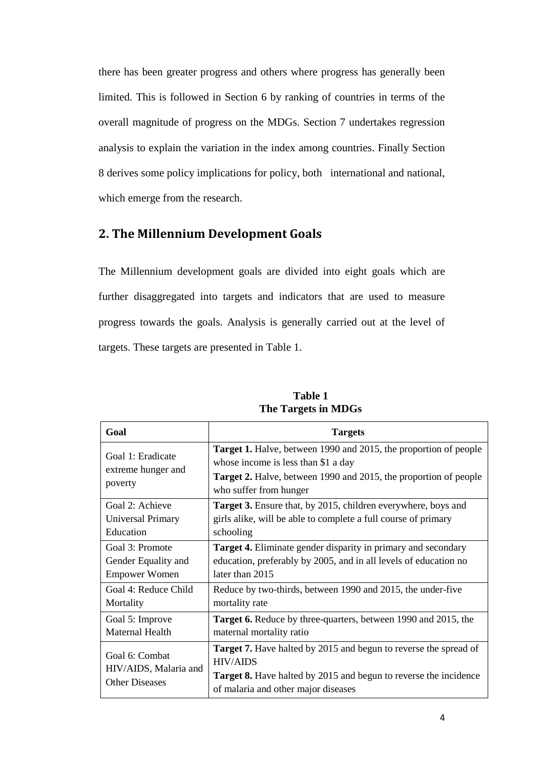there has been greater progress and others where progress has generally been limited. This is followed in Section 6 by ranking of countries in terms of the overall magnitude of progress on the MDGs. Section 7 undertakes regression analysis to explain the variation in the index among countries. Finally Section 8 derives some policy implications for policy, both international and national, which emerge from the research.

## 2. The Millennium Development Goals

The Millennium development goals are divided into eight goals which are further disaggregated into targets and indicators that are used to measure progress towards the goals. Analysis is generally carried out at the level of targets. These targets are presented in Table 1.

**Table 1**
**The Targets in MDGs**

| Goal | Targets |
|---|---|
| Goal 1: Eradicate extreme hunger and poverty | **Target 1.** Halve, between 1990 and 2015, the proportion of people whose income is less than $1 a day<br>**Target 2.** Halve, between 1990 and 2015, the proportion of people who suffer from hunger |
| Goal 2: Achieve Universal Primary Education | **Target 3.** Ensure that, by 2015, children everywhere, boys and girls alike, will be able to complete a full course of primary schooling |
| Goal 3: Promote Gender Equality and Empower Women | **Target 4.** Eliminate gender disparity in primary and secondary education, preferably by 2005, and in all levels of education no later than 2015 |
| Goal 4: Reduce Child Mortality | Reduce by two-thirds, between 1990 and 2015, the under-five mortality rate |
| Goal 5: Improve Maternal Health | **Target 6.** Reduce by three-quarters, between 1990 and 2015, the maternal mortality ratio |
| Goal 6: Combat HIV/AIDS, Malaria and Other Diseases | **Target 7.** Have halted by 2015 and begun to reverse the spread of HIV/AIDS<br>**Target 8.** Have halted by 2015 and begun to reverse the incidence of malaria and other major diseases |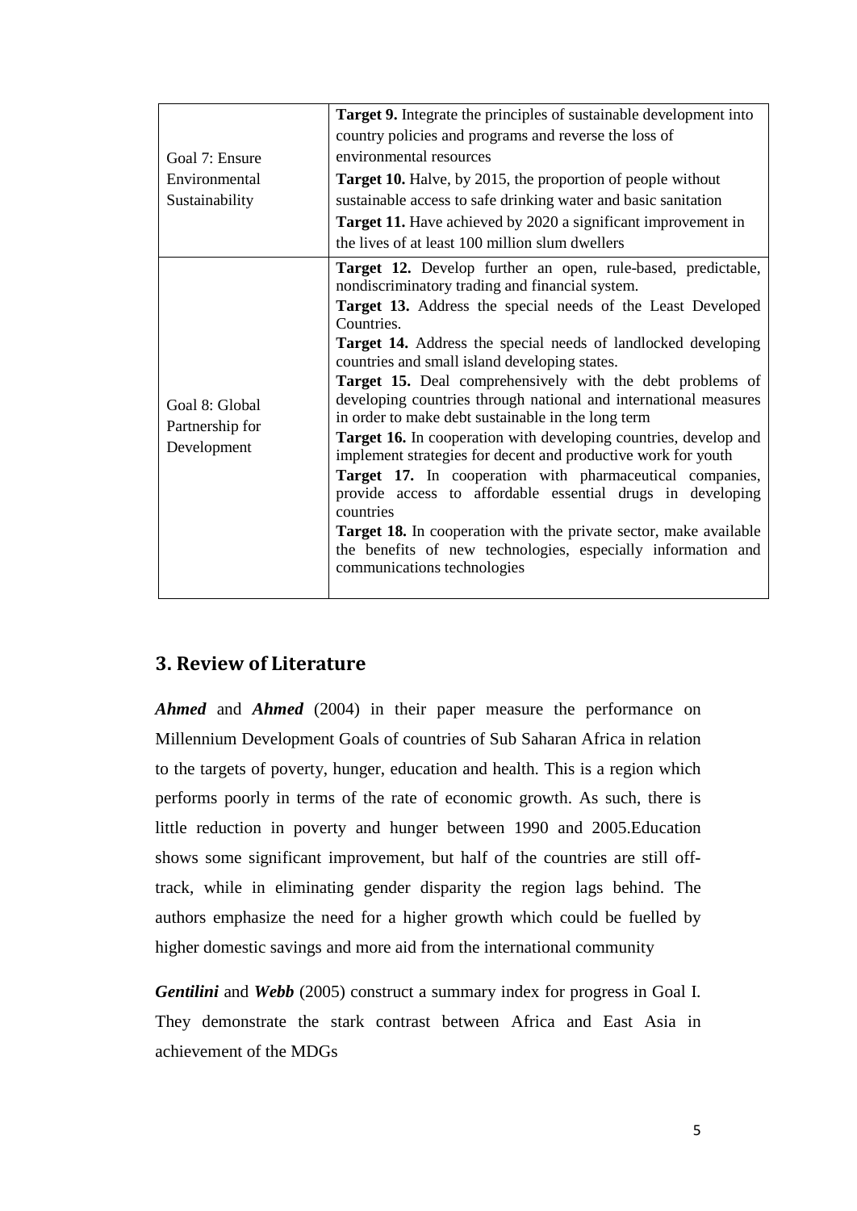| | |
|---|---|
| Goal 7: Ensure Environmental Sustainability | **Target 9.** Integrate the principles of sustainable development into country policies and programs and reverse the loss of environmental resources<br>**Target 10.** Halve, by 2015, the proportion of people without sustainable access to safe drinking water and basic sanitation<br>**Target 11.** Have achieved by 2020 a significant improvement in the lives of at least 100 million slum dwellers |
| Goal 8: Global Partnership for Development | **Target 12.** Develop further an open, rule-based, predictable, nondiscriminatory trading and financial system.<br>**Target 13.** Address the special needs of the Least Developed Countries.<br>**Target 14.** Address the special needs of landlocked developing countries and small island developing states.<br>**Target 15.** Deal comprehensively with the debt problems of developing countries through national and international measures in order to make debt sustainable in the long term<br>**Target 16.** In cooperation with developing countries, develop and implement strategies for decent and productive work for youth<br>**Target 17.** In cooperation with pharmaceutical companies, provide access to affordable essential drugs in developing countries<br>**Target 18.** In cooperation with the private sector, make available the benefits of new technologies, especially information and communications technologies |

## 3. Review of Literature

***Ahmed*** and ***Ahmed*** (2004) in their paper measure the performance on Millennium Development Goals of countries of Sub Saharan Africa in relation to the targets of poverty, hunger, education and health. This is a region which performs poorly in terms of the rate of economic growth. As such, there is little reduction in poverty and hunger between 1990 and 2005.Education shows some significant improvement, but half of the countries are still off-track, while in eliminating gender disparity the region lags behind. The authors emphasize the need for a higher growth which could be fuelled by higher domestic savings and more aid from the international community

***Gentilini*** and ***Webb*** (2005) construct a summary index for progress in Goal I. They demonstrate the stark contrast between Africa and East Asia in achievement of the MDGs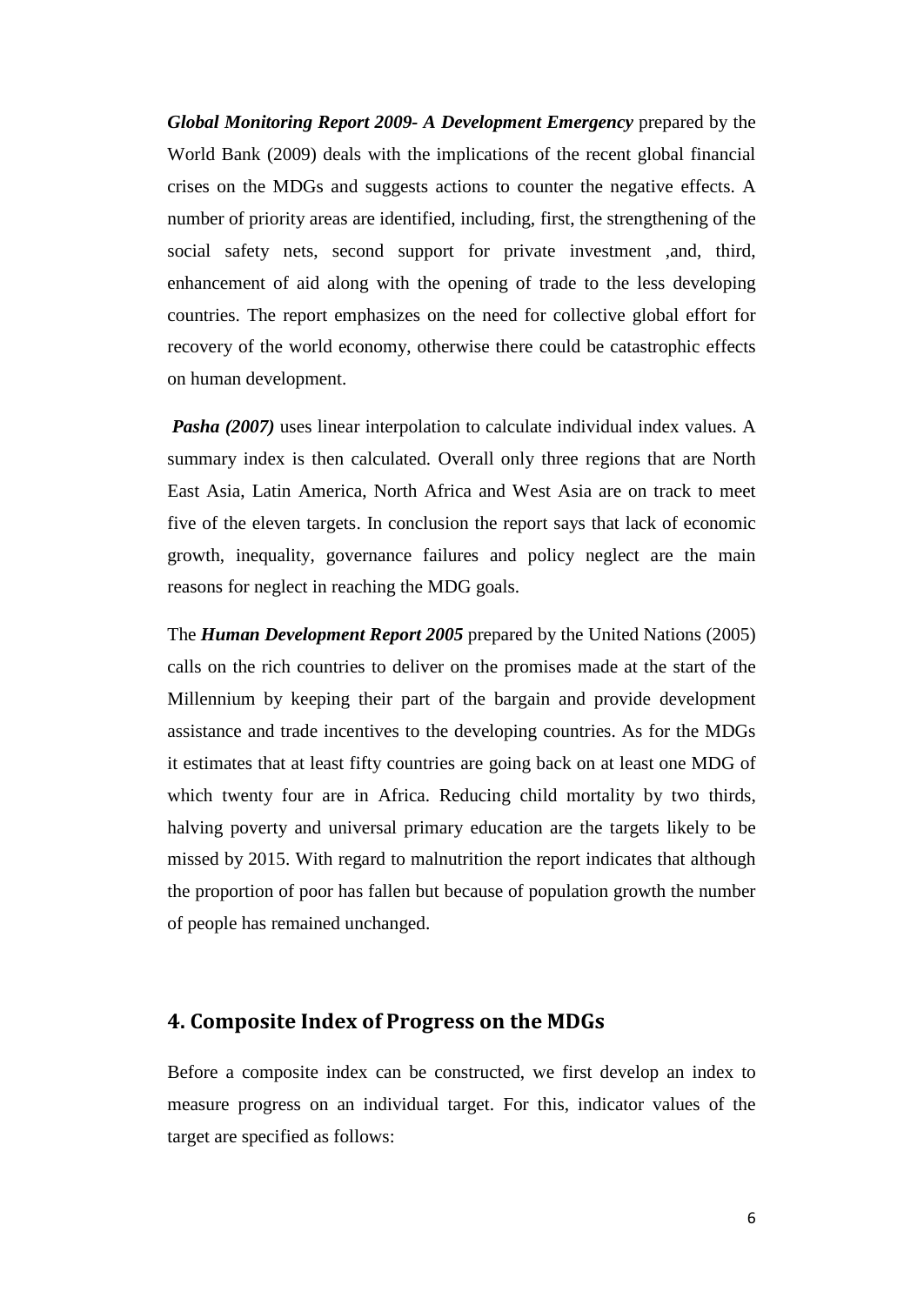***Global Monitoring Report 2009- A Development Emergency*** prepared by the World Bank (2009) deals with the implications of the recent global financial crises on the MDGs and suggests actions to counter the negative effects. A number of priority areas are identified, including, first, the strengthening of the social safety nets, second support for private investment ,and, third, enhancement of aid along with the opening of trade to the less developing countries. The report emphasizes on the need for collective global effort for recovery of the world economy, otherwise there could be catastrophic effects on human development.

***Pasha (2007)*** uses linear interpolation to calculate individual index values. A summary index is then calculated. Overall only three regions that are North East Asia, Latin America, North Africa and West Asia are on track to meet five of the eleven targets. In conclusion the report says that lack of economic growth, inequality, governance failures and policy neglect are the main reasons for neglect in reaching the MDG goals.

The ***Human Development Report 2005*** prepared by the United Nations (2005) calls on the rich countries to deliver on the promises made at the start of the Millennium by keeping their part of the bargain and provide development assistance and trade incentives to the developing countries. As for the MDGs it estimates that at least fifty countries are going back on at least one MDG of which twenty four are in Africa. Reducing child mortality by two thirds, halving poverty and universal primary education are the targets likely to be missed by 2015. With regard to malnutrition the report indicates that although the proportion of poor has fallen but because of population growth the number of people has remained unchanged.

## 4. Composite Index of Progress on the MDGs

Before a composite index can be constructed, we first develop an index to measure progress on an individual target. For this, indicator values of the target are specified as follows: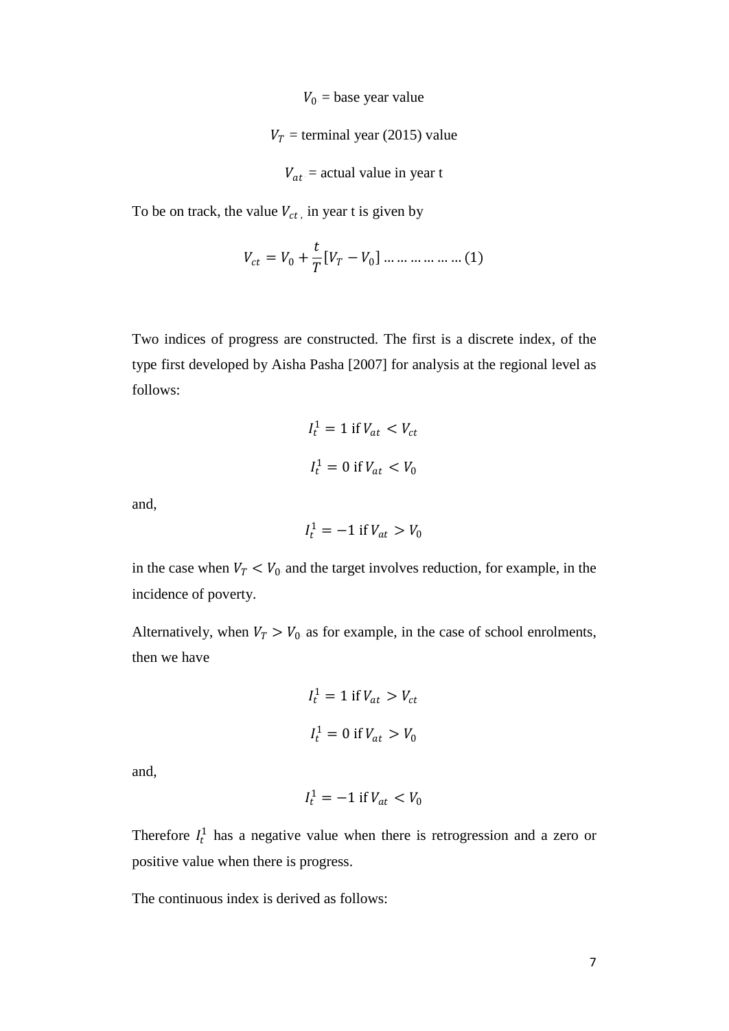$V_0$ = base year value

$V_T$ = terminal year (2015) value

$V_{at}$ = actual value in year t

To be on track, the value $V_{ct}$, in year t is given by

$$V_{ct} = V_0 + \frac{t}{T}[V_T - V_0] \ldots\ldots\ldots\ldots\ldots\ldots (1)$$

Two indices of progress are constructed. The first is a discrete index, of the type first developed by Aisha Pasha [2007] for analysis at the regional level as follows:

$$I_t^1 = 1 \text{ if } V_{at} < V_{ct}$$

$$I_t^1 = 0 \text{ if } V_{at} < V_0$$

and,

$$I_t^1 = -1 \text{ if } V_{at} > V_0$$

in the case when $V_T < V_0$ and the target involves reduction, for example, in the incidence of poverty.

Alternatively, when $V_T > V_0$ as for example, in the case of school enrolments, then we have

$$I_t^1 = 1 \text{ if } V_{at} > V_{ct}$$

$$I_t^1 = 0 \text{ if } V_{at} > V_0$$

and,

$$I_t^1 = -1 \text{ if } V_{at} < V_0$$

Therefore $I_t^1$ has a negative value when there is retrogression and a zero or positive value when there is progress.

The continuous index is derived as follows: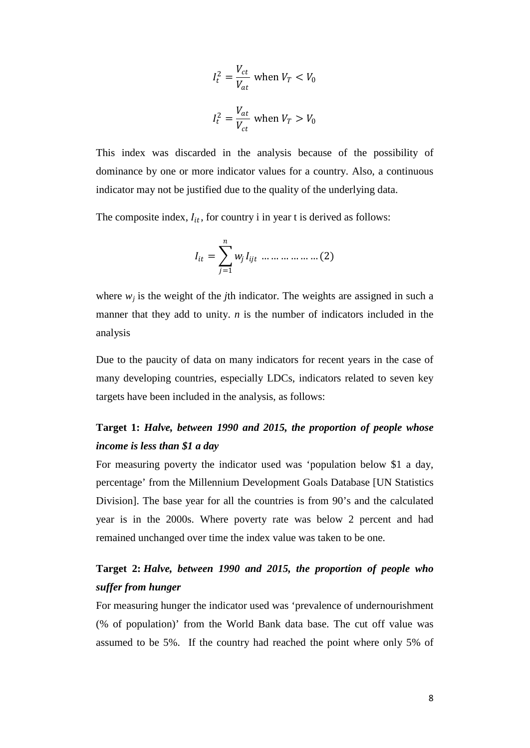$$I_t^2 = \frac{V_{ct}}{V_{at}} \text{ when } V_T < V_0$$

$$I_t^2 = \frac{V_{at}}{V_{ct}} \text{ when } V_T > V_0$$

This index was discarded in the analysis because of the possibility of dominance by one or more indicator values for a country. Also, a continuous indicator may not be justified due to the quality of the underlying data.

The composite index, $I_{it}$, for country i in year t is derived as follows:

$$I_{it} = \sum_{j=1}^{n} w_j I_{ijt} \quad \ldots\ldots\ldots\ldots\ldots (2)$$

where $w_j$ is the weight of the *j*th indicator. The weights are assigned in such a manner that they add to unity. *n* is the number of indicators included in the analysis

Due to the paucity of data on many indicators for recent years in the case of many developing countries, especially LDCs, indicators related to seven key targets have been included in the analysis, as follows:

**Target 1:** ***Halve, between 1990 and 2015, the proportion of people whose income is less than $1 a day***

For measuring poverty the indicator used was 'population below $1 a day, percentage' from the Millennium Development Goals Database [UN Statistics Division]. The base year for all the countries is from 90's and the calculated year is in the 2000s. Where poverty rate was below 2 percent and had remained unchanged over time the index value was taken to be one.

**Target 2:** ***Halve, between 1990 and 2015, the proportion of people who suffer from hunger***

For measuring hunger the indicator used was 'prevalence of undernourishment (% of population)' from the World Bank data base. The cut off value was assumed to be 5%. If the country had reached the point where only 5% of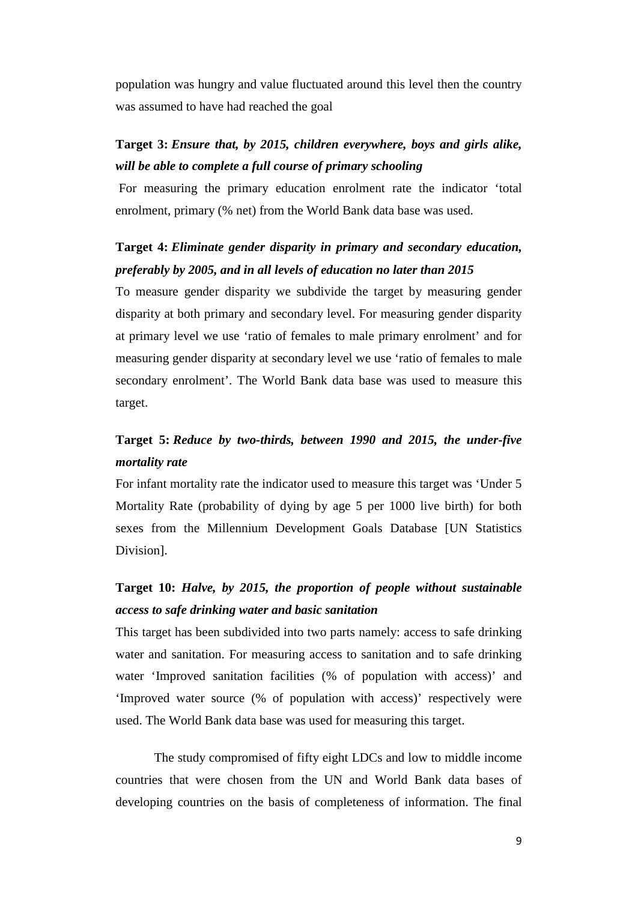population was hungry and value fluctuated around this level then the country was assumed to have had reached the goal

**Target 3:** ***Ensure that, by 2015, children everywhere, boys and girls alike, will be able to complete a full course of primary schooling***

For measuring the primary education enrolment rate the indicator 'total enrolment, primary (% net) from the World Bank data base was used.

**Target 4:** ***Eliminate gender disparity in primary and secondary education, preferably by 2005, and in all levels of education no later than 2015***

To measure gender disparity we subdivide the target by measuring gender disparity at both primary and secondary level. For measuring gender disparity at primary level we use 'ratio of females to male primary enrolment' and for measuring gender disparity at secondary level we use 'ratio of females to male secondary enrolment'. The World Bank data base was used to measure this target.

**Target 5:** ***Reduce by two-thirds, between 1990 and 2015, the under-five mortality rate***

For infant mortality rate the indicator used to measure this target was 'Under 5 Mortality Rate (probability of dying by age 5 per 1000 live birth) for both sexes from the Millennium Development Goals Database [UN Statistics Division].

**Target 10:** ***Halve, by 2015, the proportion of people without sustainable access to safe drinking water and basic sanitation***

This target has been subdivided into two parts namely: access to safe drinking water and sanitation. For measuring access to sanitation and to safe drinking water 'Improved sanitation facilities (% of population with access)' and 'Improved water source (% of population with access)' respectively were used. The World Bank data base was used for measuring this target.

The study compromised of fifty eight LDCs and low to middle income countries that were chosen from the UN and World Bank data bases of developing countries on the basis of completeness of information. The final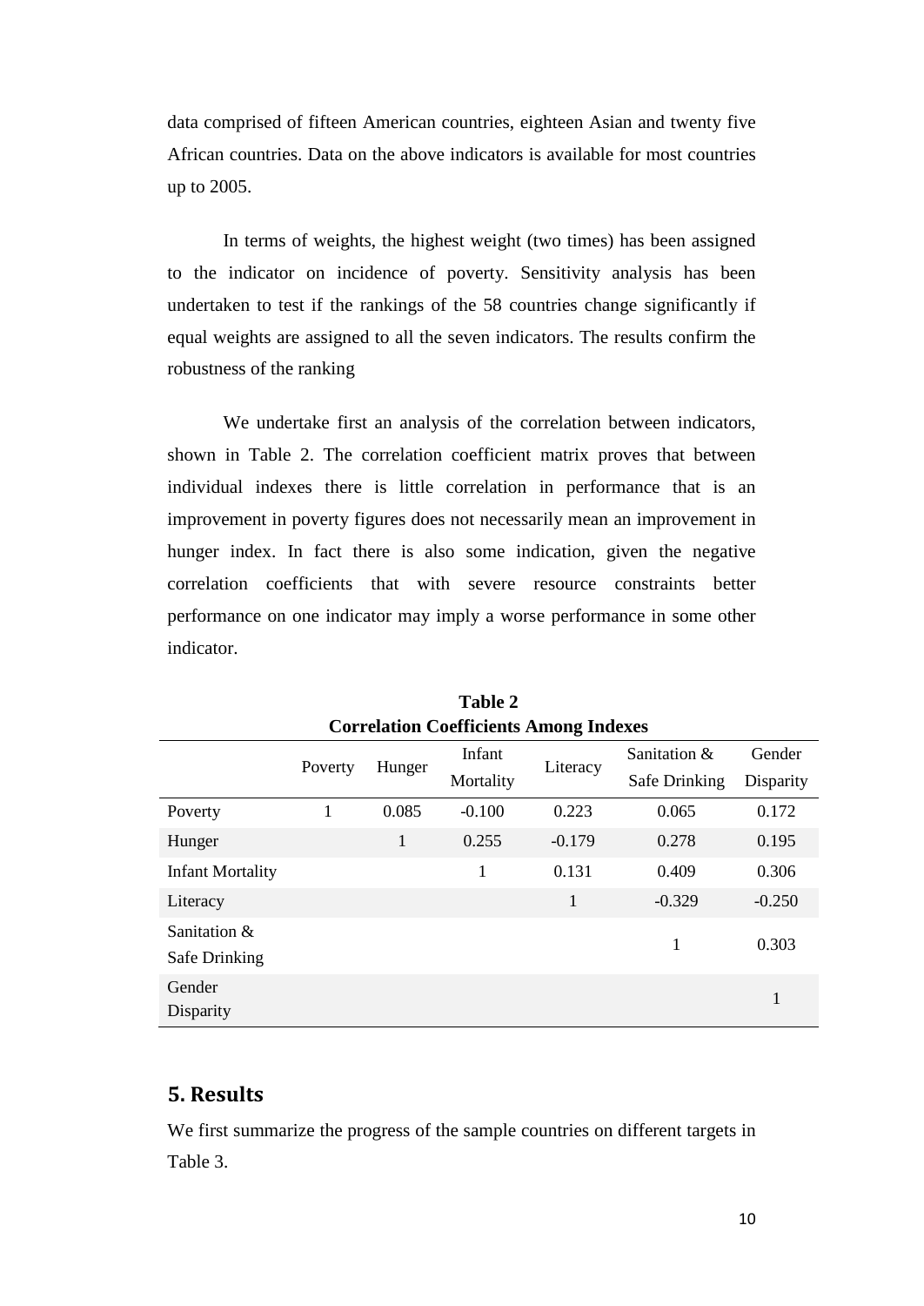data comprised of fifteen American countries, eighteen Asian and twenty five African countries. Data on the above indicators is available for most countries up to 2005.

In terms of weights, the highest weight (two times) has been assigned to the indicator on incidence of poverty. Sensitivity analysis has been undertaken to test if the rankings of the 58 countries change significantly if equal weights are assigned to all the seven indicators. The results confirm the robustness of the ranking

We undertake first an analysis of the correlation between indicators, shown in Table 2. The correlation coefficient matrix proves that between individual indexes there is little correlation in performance that is an improvement in poverty figures does not necessarily mean an improvement in hunger index. In fact there is also some indication, given the negative correlation coefficients that with severe resource constraints better performance on one indicator may imply a worse performance in some other indicator.

**Table 2**
**Correlation Coefficients Among Indexes**

| | Poverty | Hunger | Infant Mortality | Literacy | Sanitation & Safe Drinking | Gender Disparity |
|---|---|---|---|---|---|---|
| Poverty | 1 | 0.085 | -0.100 | 0.223 | 0.065 | 0.172 |
| Hunger | | 1 | 0.255 | -0.179 | 0.278 | 0.195 |
| Infant Mortality | | | 1 | 0.131 | 0.409 | 0.306 |
| Literacy | | | | 1 | -0.329 | -0.250 |
| Sanitation & Safe Drinking | | | | | 1 | 0.303 |
| Gender Disparity | | | | | | 1 |

## 5. Results

We first summarize the progress of the sample countries on different targets in Table 3.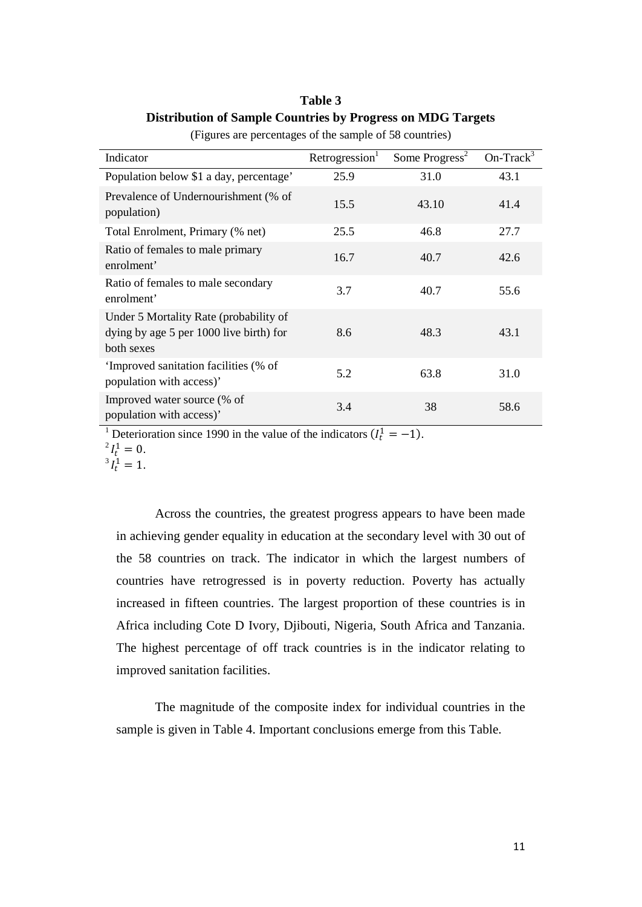**Table 3**
**Distribution of Sample Countries by Progress on MDG Targets**
(Figures are percentages of the sample of 58 countries)

| Indicator | Retrogression[1] | Some Progress[2] | On-Track[3] |
|---|---|---|---|
| Population below $1 a day, percentage' | 25.9 | 31.0 | 43.1 |
| Prevalence of Undernourishment (% of population) | 15.5 | 43.10 | 41.4 |
| Total Enrolment, Primary (% net) | 25.5 | 46.8 | 27.7 |
| Ratio of females to male primary enrolment' | 16.7 | 40.7 | 42.6 |
| Ratio of females to male secondary enrolment' | 3.7 | 40.7 | 55.6 |
| Under 5 Mortality Rate (probability of dying by age 5 per 1000 live birth) for both sexes | 8.6 | 48.3 | 43.1 |
| 'Improved sanitation facilities (% of population with access)' | 5.2 | 63.8 | 31.0 |
| Improved water source (% of population with access)' | 3.4 | 38 | 58.6 |

[1] Deterioration since 1990 in the value of the indicators ($I_t^1 = -1$).
[2] $I_t^1 = 0$.
[3] $I_t^1 = 1$.

Across the countries, the greatest progress appears to have been made in achieving gender equality in education at the secondary level with 30 out of the 58 countries on track. The indicator in which the largest numbers of countries have retrogressed is in poverty reduction. Poverty has actually increased in fifteen countries. The largest proportion of these countries is in Africa including Cote D Ivory, Djibouti, Nigeria, South Africa and Tanzania. The highest percentage of off track countries is in the indicator relating to improved sanitation facilities.

The magnitude of the composite index for individual countries in the sample is given in Table 4. Important conclusions emerge from this Table.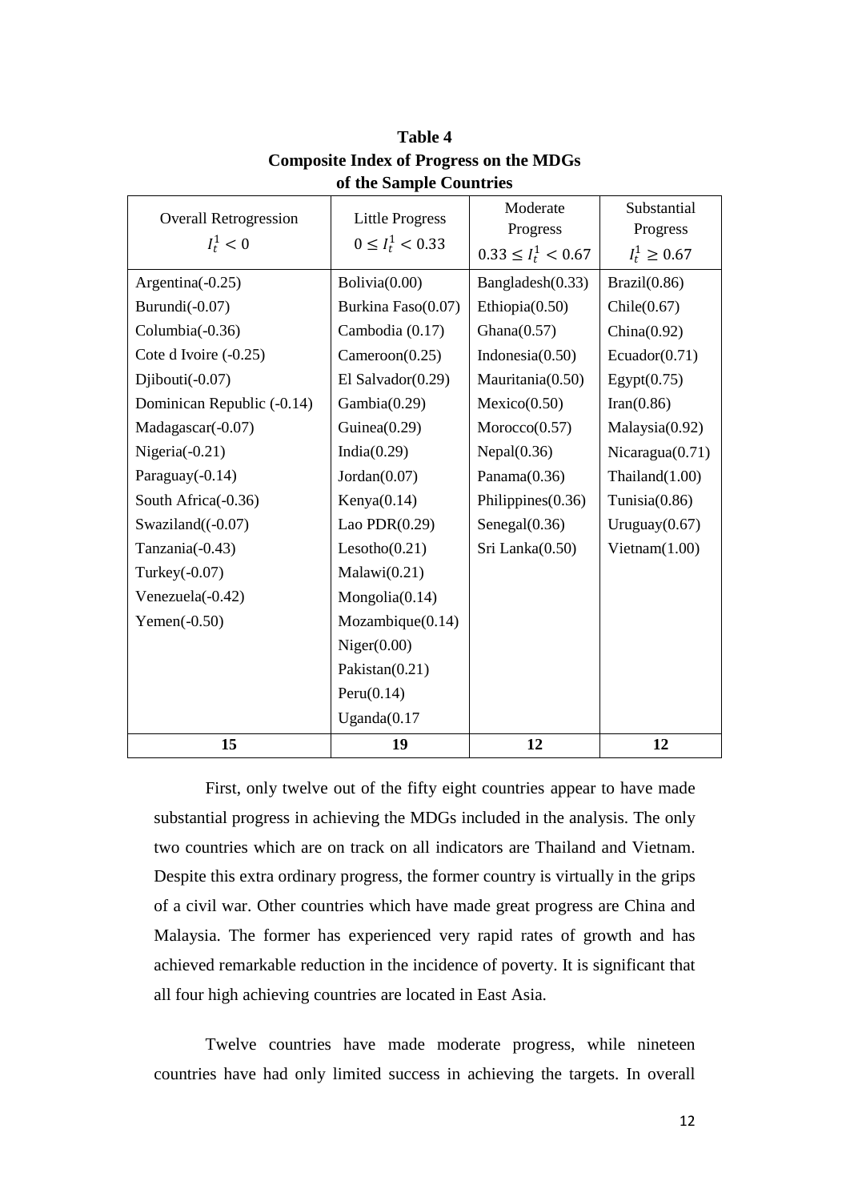**Table 4**
**Composite Index of Progress on the MDGs of the Sample Countries**

| Overall Retrogression $I_t^1 < 0$ | Little Progress $0 \leq I_t^1 < 0.33$ | Moderate Progress $0.33 \leq I_t^1 < 0.67$ | Substantial Progress $I_t^1 \geq 0.67$ |
|---|---|---|---|
| Argentina(-0.25) | Bolivia(0.00) | Bangladesh(0.33) | Brazil(0.86) |
| Burundi(-0.07) | Burkina Faso(0.07) | Ethiopia(0.50) | Chile(0.67) |
| Columbia(-0.36) | Cambodia (0.17) | Ghana(0.57) | China(0.92) |
| Cote d Ivoire (-0.25) | Cameroon(0.25) | Indonesia(0.50) | Ecuador(0.71) |
| Djibouti(-0.07) | El Salvador(0.29) | Mauritania(0.50) | Egypt(0.75) |
| Dominican Republic (-0.14) | Gambia(0.29) | Mexico(0.50) | Iran(0.86) |
| Madagascar(-0.07) | Guinea(0.29) | Morocco(0.57) | Malaysia(0.92) |
| Nigeria(-0.21) | India(0.29) | Nepal(0.36) | Nicaragua(0.71) |
| Paraguay(-0.14) | Jordan(0.07) | Panama(0.36) | Thailand(1.00) |
| South Africa(-0.36) | Kenya(0.14) | Philippines(0.36) | Tunisia(0.86) |
| Swaziland((-0.07) | Lao PDR(0.29) | Senegal(0.36) | Uruguay(0.67) |
| Tanzania(-0.43) | Lesotho(0.21) | Sri Lanka(0.50) | Vietnam(1.00) |
| Turkey(-0.07) | Malawi(0.21) | | |
| Venezuela(-0.42) | Mongolia(0.14) | | |
| Yemen(-0.50) | Mozambique(0.14) | | |
| | Niger(0.00) | | |
| | Pakistan(0.21) | | |
| | Peru(0.14) | | |
| | Uganda(0.17 | | |
| **15** | **19** | **12** | **12** |

First, only twelve out of the fifty eight countries appear to have made substantial progress in achieving the MDGs included in the analysis. The only two countries which are on track on all indicators are Thailand and Vietnam. Despite this extra ordinary progress, the former country is virtually in the grips of a civil war. Other countries which have made great progress are China and Malaysia. The former has experienced very rapid rates of growth and has achieved remarkable reduction in the incidence of poverty. It is significant that all four high achieving countries are located in East Asia.

Twelve countries have made moderate progress, while nineteen countries have had only limited success in achieving the targets. In overall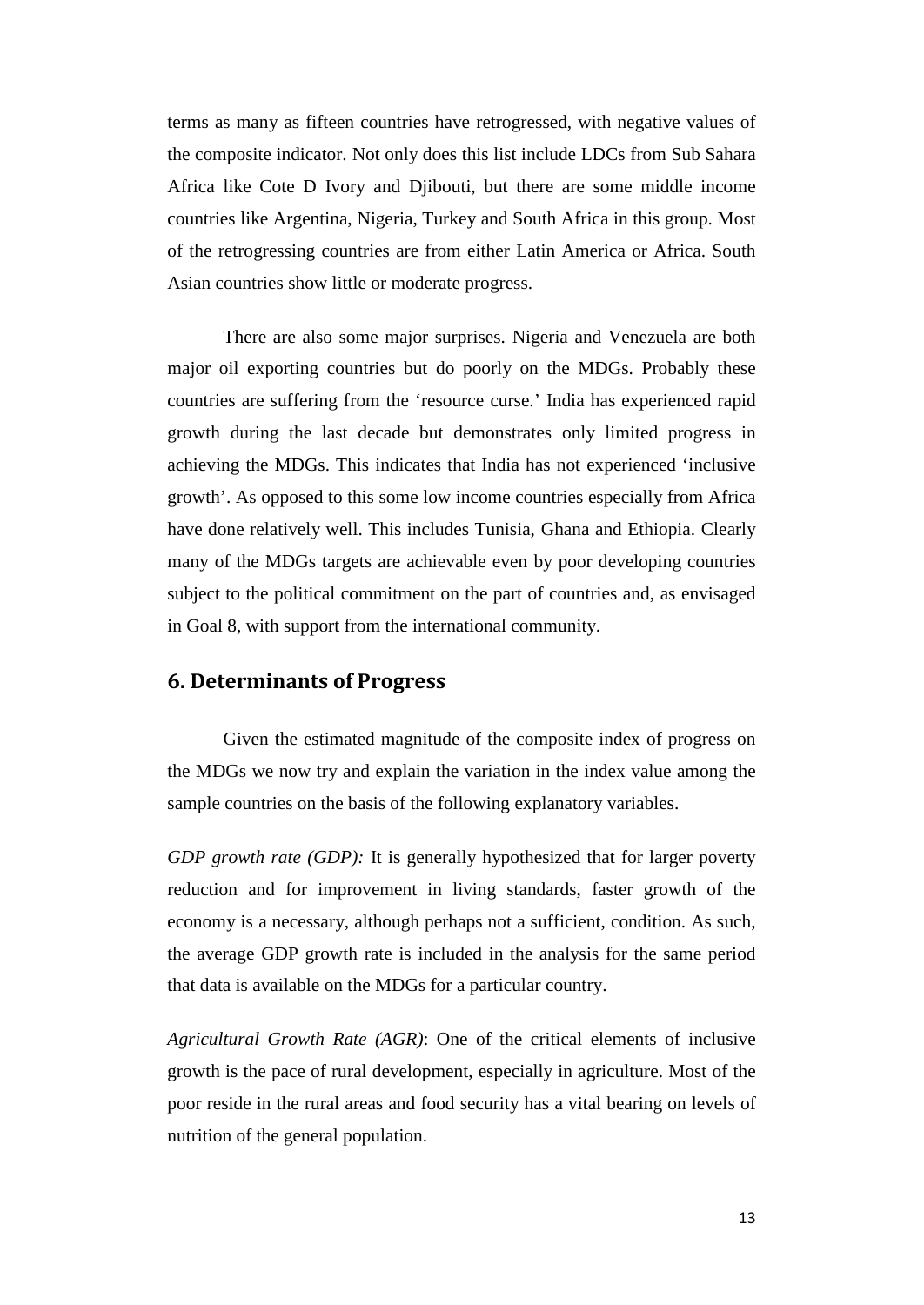terms as many as fifteen countries have retrogressed, with negative values of the composite indicator. Not only does this list include LDCs from Sub Sahara Africa like Cote D Ivory and Djibouti, but there are some middle income countries like Argentina, Nigeria, Turkey and South Africa in this group. Most of the retrogressing countries are from either Latin America or Africa. South Asian countries show little or moderate progress.

There are also some major surprises. Nigeria and Venezuela are both major oil exporting countries but do poorly on the MDGs. Probably these countries are suffering from the 'resource curse.' India has experienced rapid growth during the last decade but demonstrates only limited progress in achieving the MDGs. This indicates that India has not experienced 'inclusive growth'. As opposed to this some low income countries especially from Africa have done relatively well. This includes Tunisia, Ghana and Ethiopia. Clearly many of the MDGs targets are achievable even by poor developing countries subject to the political commitment on the part of countries and, as envisaged in Goal 8, with support from the international community.

## 6. Determinants of Progress

Given the estimated magnitude of the composite index of progress on the MDGs we now try and explain the variation in the index value among the sample countries on the basis of the following explanatory variables.

*GDP growth rate (GDP):* It is generally hypothesized that for larger poverty reduction and for improvement in living standards, faster growth of the economy is a necessary, although perhaps not a sufficient, condition. As such, the average GDP growth rate is included in the analysis for the same period that data is available on the MDGs for a particular country.

*Agricultural Growth Rate (AGR)*: One of the critical elements of inclusive growth is the pace of rural development, especially in agriculture. Most of the poor reside in the rural areas and food security has a vital bearing on levels of nutrition of the general population.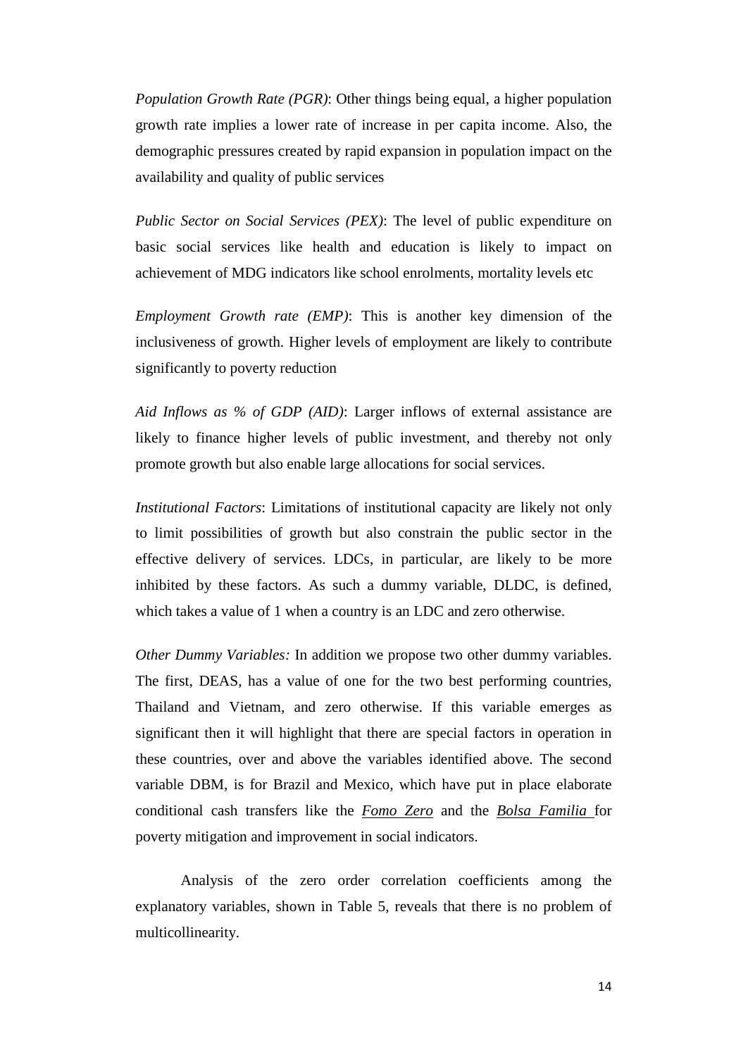*Population Growth Rate (PGR)*: Other things being equal, a higher population growth rate implies a lower rate of increase in per capita income. Also, the demographic pressures created by rapid expansion in population impact on the availability and quality of public services

*Public Sector on Social Services (PEX)*: The level of public expenditure on basic social services like health and education is likely to impact on achievement of MDG indicators like school enrolments, mortality levels etc

*Employment Growth rate (EMP)*: This is another key dimension of the inclusiveness of growth. Higher levels of employment are likely to contribute significantly to poverty reduction

*Aid Inflows as % of GDP (AID)*: Larger inflows of external assistance are likely to finance higher levels of public investment, and thereby not only promote growth but also enable large allocations for social services.

*Institutional Factors*: Limitations of institutional capacity are likely not only to limit possibilities of growth but also constrain the public sector in the effective delivery of services. LDCs, in particular, are likely to be more inhibited by these factors. As such a dummy variable, DLDC, is defined, which takes a value of 1 when a country is an LDC and zero otherwise.

*Other Dummy Variables:* In addition we propose two other dummy variables. The first, DEAS, has a value of one for the two best performing countries, Thailand and Vietnam, and zero otherwise. If this variable emerges as significant then it will highlight that there are special factors in operation in these countries, over and above the variables identified above. The second variable DBM, is for Brazil and Mexico, which have put in place elaborate conditional cash transfers like the ***Fomo Zero*** and the ***Bolsa Familia*** for poverty mitigation and improvement in social indicators.

Analysis of the zero order correlation coefficients among the explanatory variables, shown in Table 5, reveals that there is no problem of multicollinearity.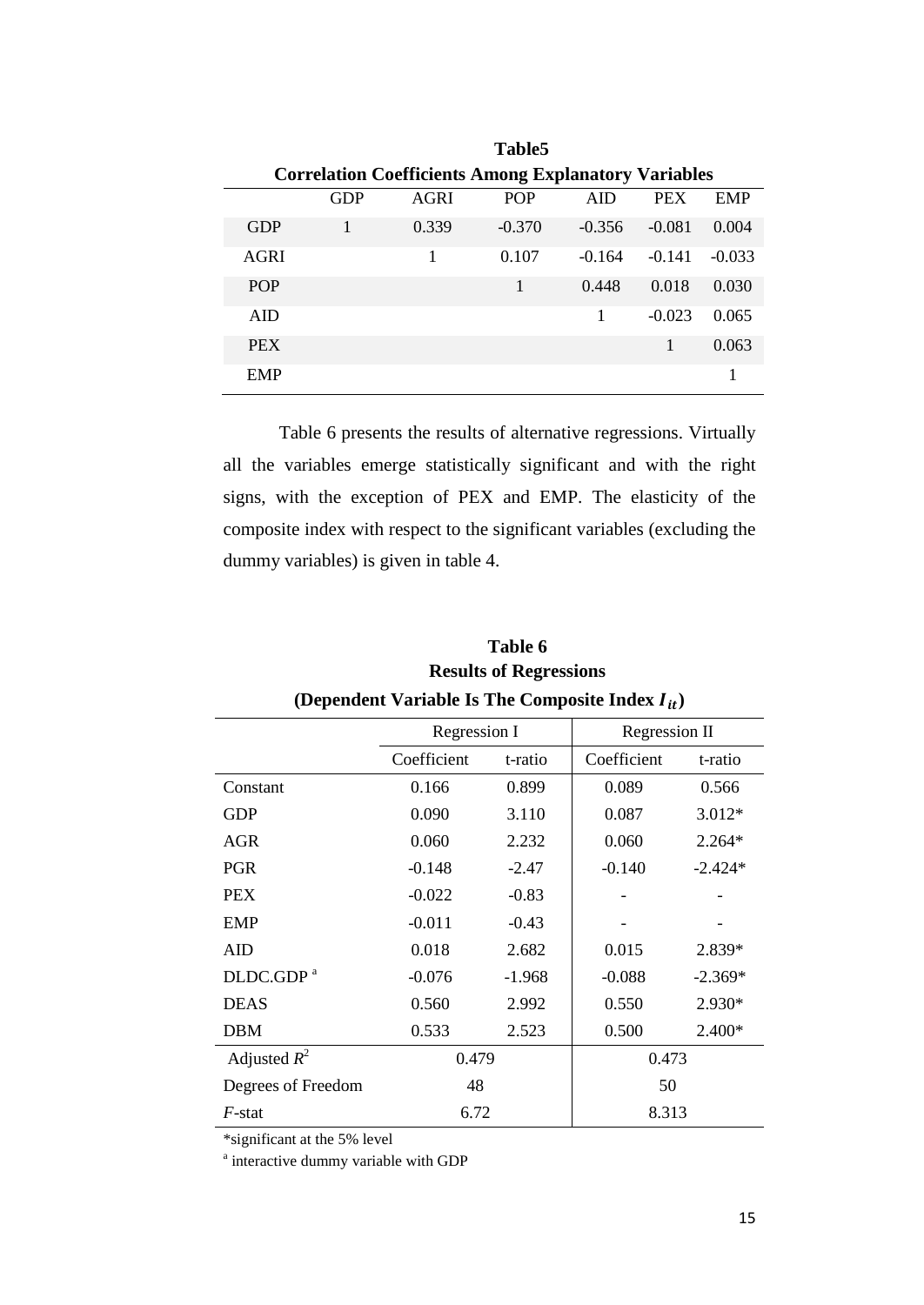**Table5**

**Correlation Coefficients Among Explanatory Variables**

| | GDP | AGRI | POP | AID | PEX | EMP |
|---|---|---|---|---|---|---|
| GDP | 1 | 0.339 | -0.370 | -0.356 | -0.081 | 0.004 |
| AGRI | | 1 | 0.107 | -0.164 | -0.141 | -0.033 |
| POP | | | 1 | 0.448 | 0.018 | 0.030 |
| AID | | | | 1 | -0.023 | 0.065 |
| PEX | | | | | 1 | 0.063 |
| EMP | | | | | | 1 |

Table 6 presents the results of alternative regressions. Virtually all the variables emerge statistically significant and with the right signs, with the exception of PEX and EMP. The elasticity of the composite index with respect to the significant variables (excluding the dummy variables) is given in table 4.

**Table 6**

**Results of Regressions**

**(Dependent Variable Is The Composite Index $I_{it}$)**

| | Regression I | | Regression II | |
|---|---|---|---|---|
| | Coefficient | t-ratio | Coefficient | t-ratio |
| Constant | 0.166 | 0.899 | 0.089 | 0.566 |
| GDP | 0.090 | 3.110 | 0.087 | 3.012* |
| AGR | 0.060 | 2.232 | 0.060 | 2.264* |
| PGR | -0.148 | -2.47 | -0.140 | -2.424* |
| PEX | -0.022 | -0.83 | - | - |
| EMP | -0.011 | -0.43 | - | - |
| AID | 0.018 | 2.682 | 0.015 | 2.839* |
| DLDC.GDP [a] | -0.076 | -1.968 | -0.088 | -2.369* |
| DEAS | 0.560 | 2.992 | 0.550 | 2.930* |
| DBM | 0.533 | 2.523 | 0.500 | 2.400* |
| Adjusted $R^2$ | 0.479 | | 0.473 | |
| Degrees of Freedom | 48 | | 50 | |
| *F*-stat | 6.72 | | 8.313 | |

*significant at the 5% level

[a] interactive dummy variable with GDP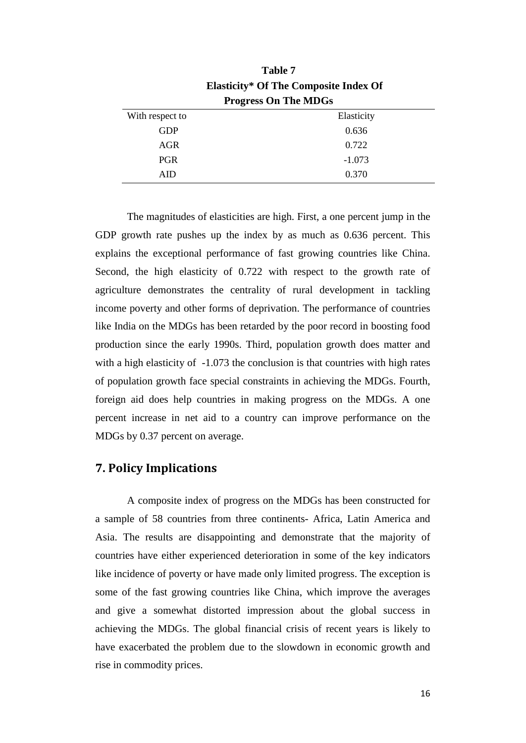**Table 7**

**Elasticity* Of The Composite Index Of Progress On The MDGs**

| With respect to | Elasticity |
|---|---|
| GDP | 0.636 |
| AGR | 0.722 |
| PGR | -1.073 |
| AID | 0.370 |

The magnitudes of elasticities are high. First, a one percent jump in the GDP growth rate pushes up the index by as much as 0.636 percent. This explains the exceptional performance of fast growing countries like China. Second, the high elasticity of 0.722 with respect to the growth rate of agriculture demonstrates the centrality of rural development in tackling income poverty and other forms of deprivation. The performance of countries like India on the MDGs has been retarded by the poor record in boosting food production since the early 1990s. Third, population growth does matter and with a high elasticity of -1.073 the conclusion is that countries with high rates of population growth face special constraints in achieving the MDGs. Fourth, foreign aid does help countries in making progress on the MDGs. A one percent increase in net aid to a country can improve performance on the MDGs by 0.37 percent on average.

## 7. Policy Implications

A composite index of progress on the MDGs has been constructed for a sample of 58 countries from three continents- Africa, Latin America and Asia. The results are disappointing and demonstrate that the majority of countries have either experienced deterioration in some of the key indicators like incidence of poverty or have made only limited progress. The exception is some of the fast growing countries like China, which improve the averages and give a somewhat distorted impression about the global success in achieving the MDGs. The global financial crisis of recent years is likely to have exacerbated the problem due to the slowdown in economic growth and rise in commodity prices.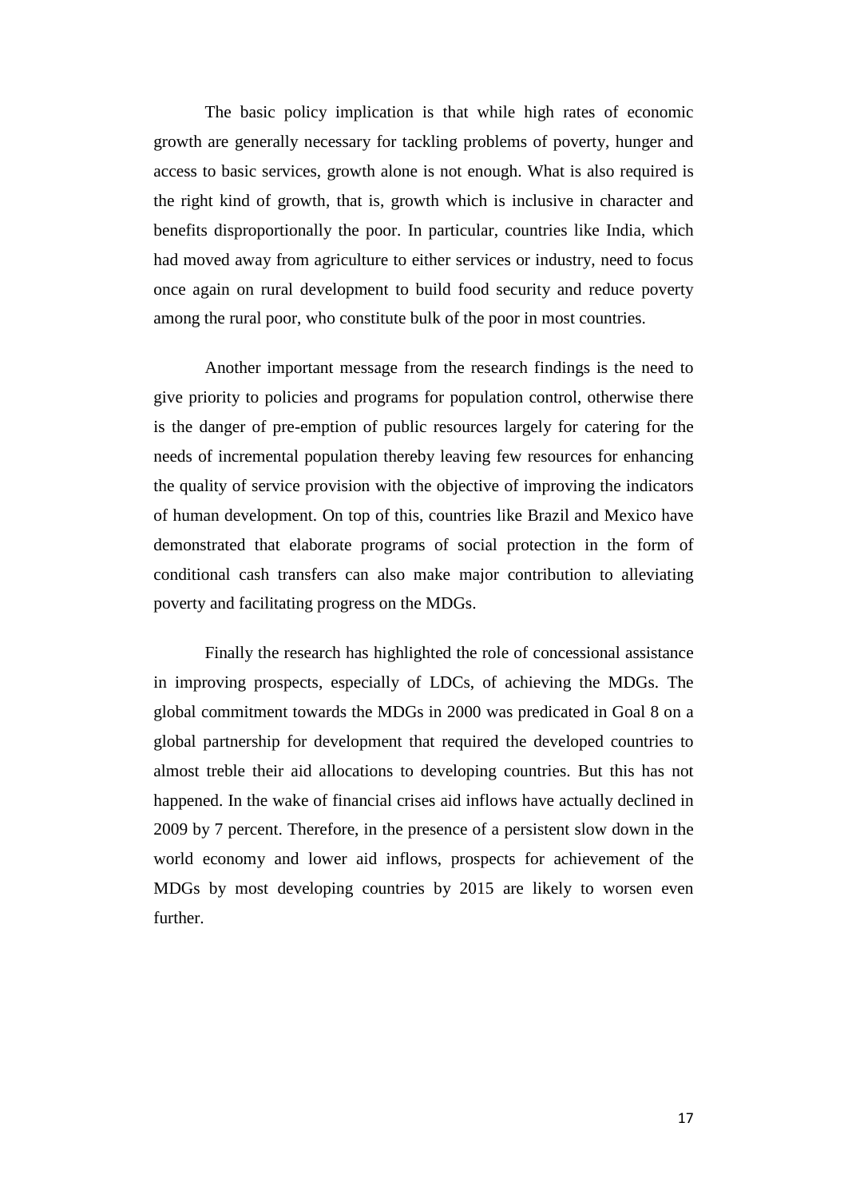The basic policy implication is that while high rates of economic growth are generally necessary for tackling problems of poverty, hunger and access to basic services, growth alone is not enough. What is also required is the right kind of growth, that is, growth which is inclusive in character and benefits disproportionally the poor. In particular, countries like India, which had moved away from agriculture to either services or industry, need to focus once again on rural development to build food security and reduce poverty among the rural poor, who constitute bulk of the poor in most countries.

Another important message from the research findings is the need to give priority to policies and programs for population control, otherwise there is the danger of pre-emption of public resources largely for catering for the needs of incremental population thereby leaving few resources for enhancing the quality of service provision with the objective of improving the indicators of human development. On top of this, countries like Brazil and Mexico have demonstrated that elaborate programs of social protection in the form of conditional cash transfers can also make major contribution to alleviating poverty and facilitating progress on the MDGs.

Finally the research has highlighted the role of concessional assistance in improving prospects, especially of LDCs, of achieving the MDGs. The global commitment towards the MDGs in 2000 was predicated in Goal 8 on a global partnership for development that required the developed countries to almost treble their aid allocations to developing countries. But this has not happened. In the wake of financial crises aid inflows have actually declined in 2009 by 7 percent. Therefore, in the presence of a persistent slow down in the world economy and lower aid inflows, prospects for achievement of the MDGs by most developing countries by 2015 are likely to worsen even further.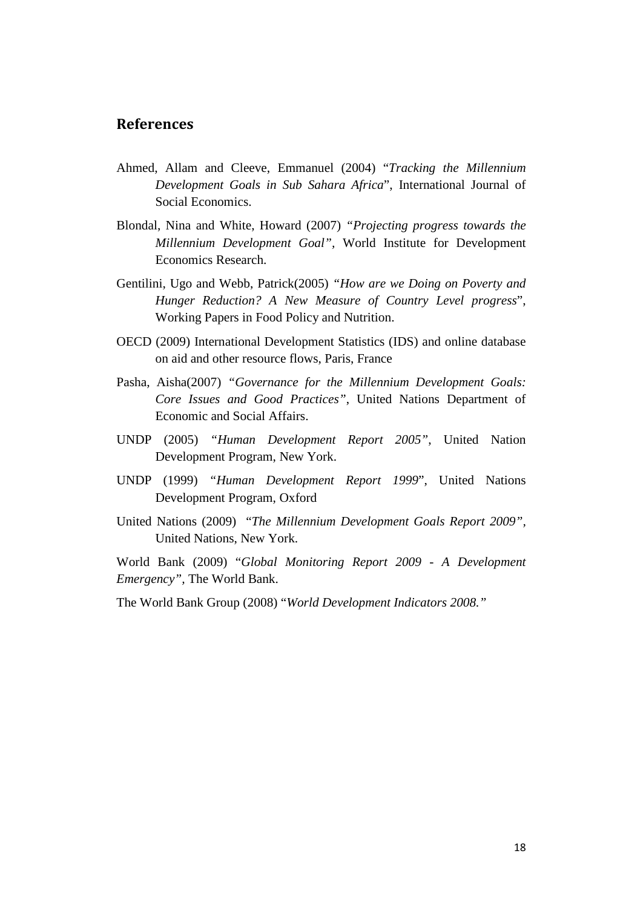## References

Ahmed, Allam and Cleeve, Emmanuel (2004) "*Tracking the Millennium Development Goals in Sub Sahara Africa*", International Journal of Social Economics.

Blondal, Nina and White, Howard (2007) *"Projecting progress towards the Millennium Development Goal"*, World Institute for Development Economics Research.

Gentilini, Ugo and Webb, Patrick(2005) *"How are we Doing on Poverty and Hunger Reduction? A New Measure of Country Level progress*", Working Papers in Food Policy and Nutrition.

OECD (2009) International Development Statistics (IDS) and online database on aid and other resource flows, Paris, France

Pasha, Aisha(2007) *"Governance for the Millennium Development Goals: Core Issues and Good Practices"*, United Nations Department of Economic and Social Affairs.

UNDP (2005) *"Human Development Report 2005"*, United Nation Development Program, New York.

UNDP (1999) "*Human Development Report 1999*", United Nations Development Program, Oxford

United Nations (2009) *"The Millennium Development Goals Report 2009"*, United Nations, New York.

World Bank (2009) "*Global Monitoring Report 2009 - A Development Emergency"*, The World Bank.

The World Bank Group (2008) "*World Development Indicators 2008."*